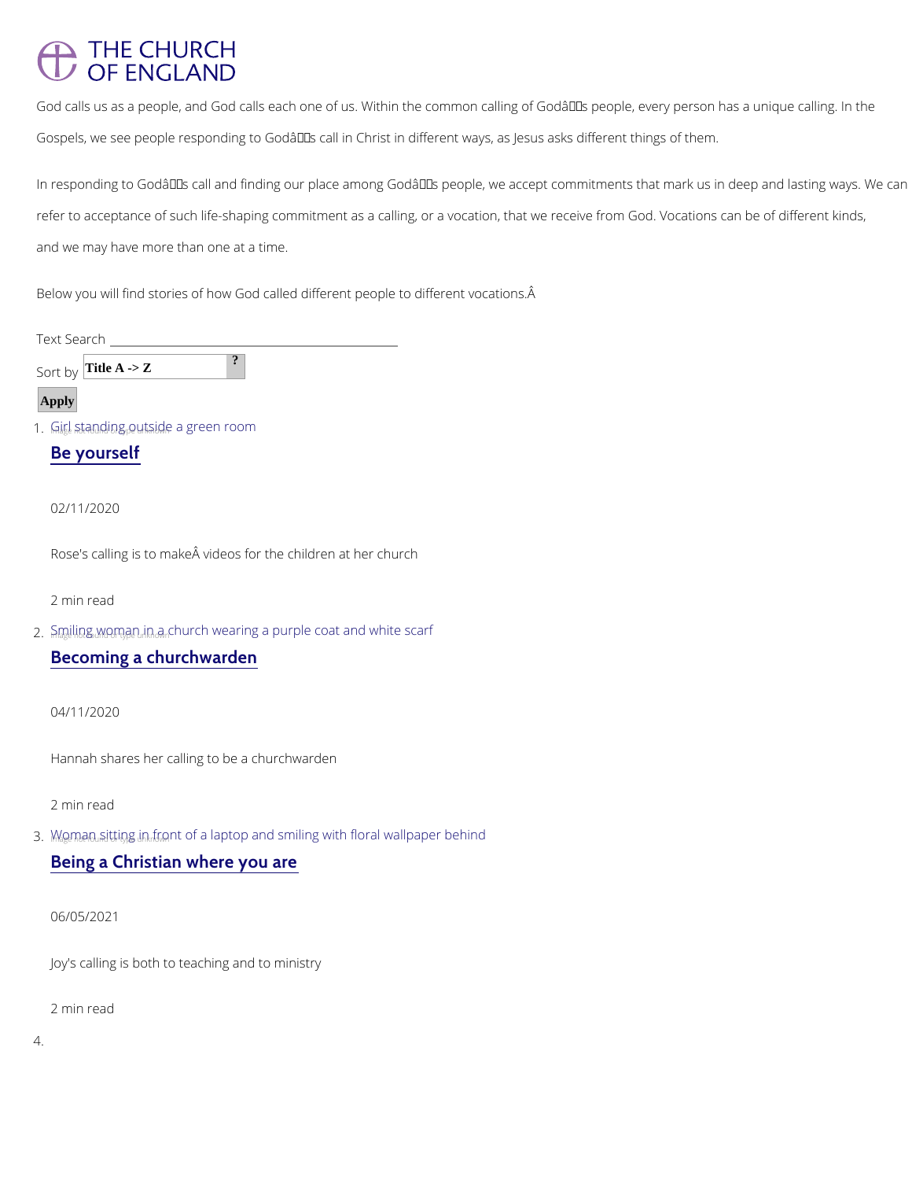# THE CHURCH OF ENGLAND

God calls us as a people, and God calls each one of us. Within the common calling of Godâs people, every person has a unique calling. In the Gospels, we see people responding to Godâs call in Christ in different ways, as Jesus asks different things of them.

In responding to Godâs call and finding our place among Godâs people, we accept commitments that mark us in deep and lasting ways. We can refer to acceptance of such life-shaping commitment as a calling, or a vocation, that we receive from God. Vocations can be of different kinds, and we may have more than one at a time.

Below you will find stories of how God called different people to different vocations.Â

Text Search

Sort by Title A -> Z

Apply

1. Girl standing outside a green room

   ## Be yourself

   02/11/2020

   Rose's calling is to makeÂ videos for the children at her church

   2 min read

2. Smiling woman in a church wearing a purple coat and white scarf

   ## Becoming a churchwarden

   04/11/2020

   Hannah shares her calling to be a churchwarden

   2 min read

3. Woman sitting in front of a laptop and smiling with floral wallpaper behind

   ## Being a Christian where you are

   06/05/2021

   Joy's calling is both to teaching and to ministry

   2 min read

4.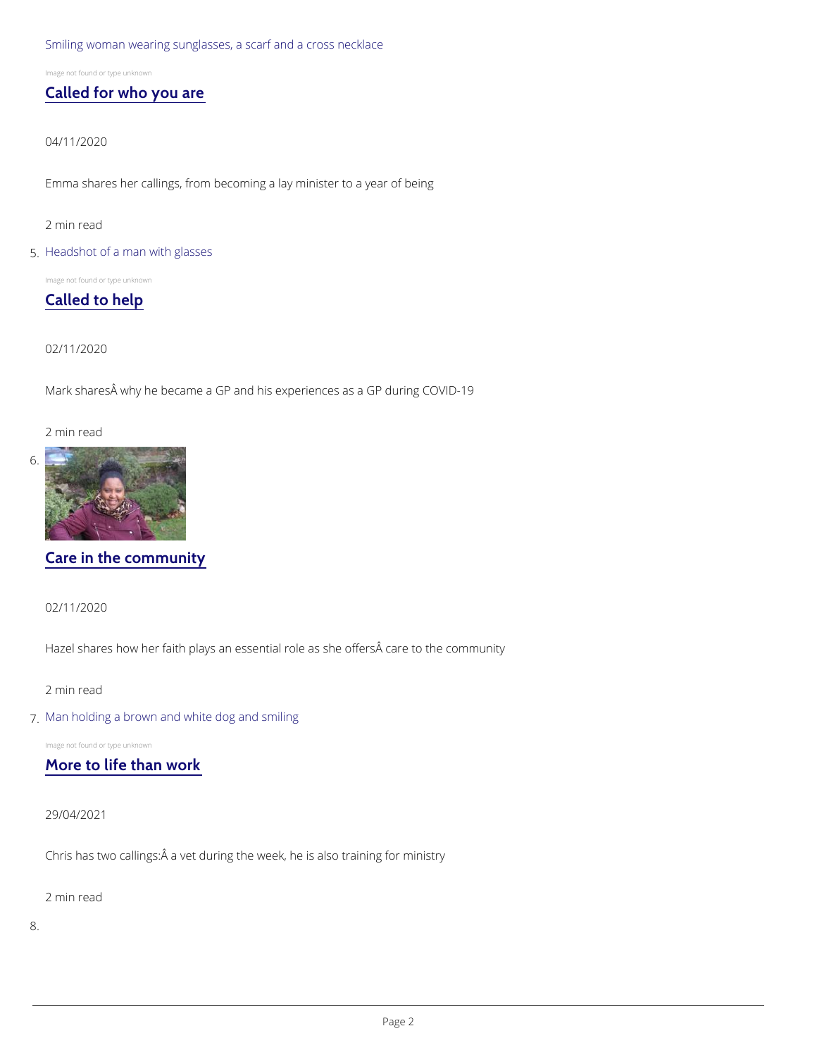Smiling woman wearing sunglasses, a scarf and a cross necklace

Image not found or type unknown

[Called for who you are](#)

04/11/2020

Emma shares her callings, from becoming a lay minister to a year of being

2 min read

5. Headshot of a man with glasses

Image not found or type unknown

[Called to help](#)

02/11/2020

Mark sharesÂ why he became a GP and his experiences as a GP during COVID-19

2 min read

6.

[Care in the community](#)

02/11/2020

Hazel shares how her faith plays an essential role as she offersÂ care to the community

2 min read

7. Man holding a brown and white dog and smiling

Image not found or type unknown

[More to life than work](#)

29/04/2021

Chris has two callings:Â a vet during the week, he is also training for ministry

2 min read

8.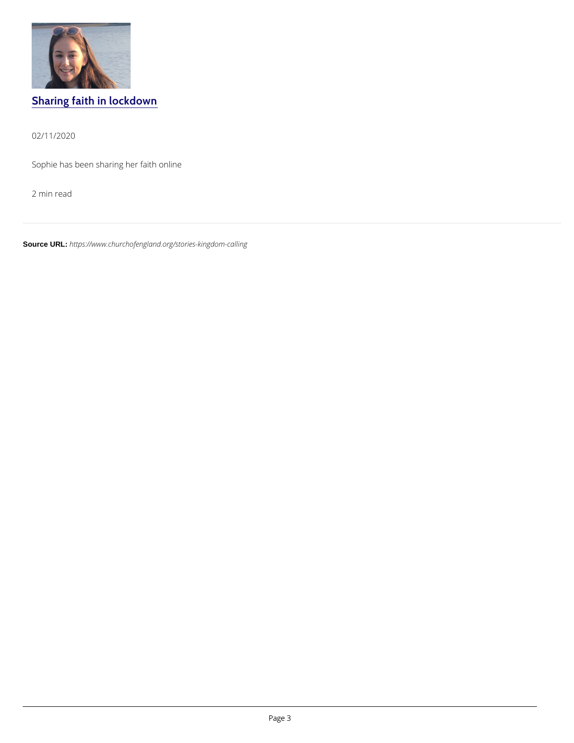[Sharing faith in lockdown]

02/11/2020

Sophie has been sharing her faith online

2 min read

---

**Source URL:** *https://www.churchofengland.org/stories-kingdom-calling*